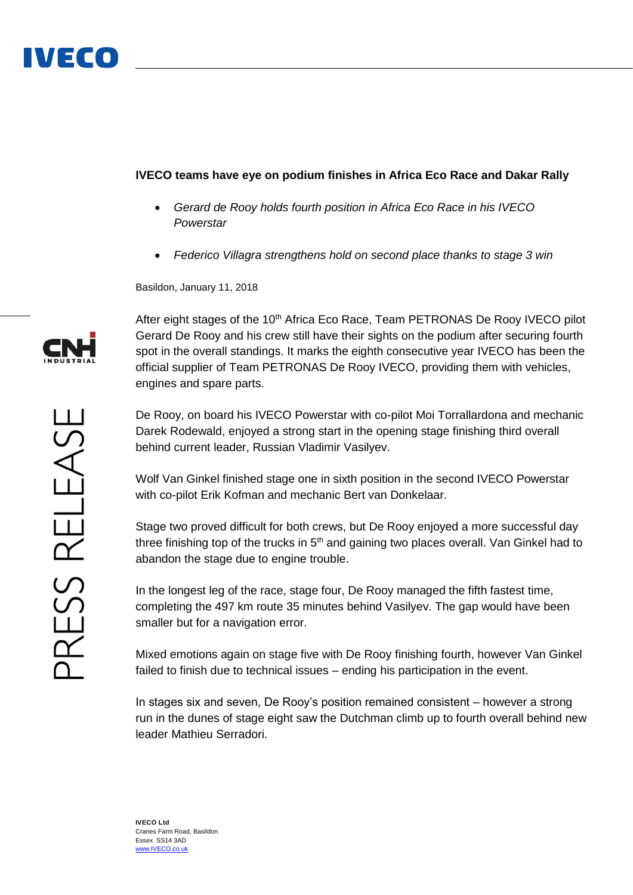**IVECO teams have eye on podium finishes in Africa Eco Race and Dakar Rally**

- *Gerard de Rooy holds fourth position in Africa Eco Race in his IVECO Powerstar*
- *Federico Villagra strengthens hold on second place thanks to stage 3 win*

Basildon, January 11, 2018

After eight stages of the 10th Africa Eco Race, Team PETRONAS De Rooy IVECO pilot Gerard De Rooy and his crew still have their sights on the podium after securing fourth spot in the overall standings. It marks the eighth consecutive year IVECO has been the official supplier of Team PETRONAS De Rooy IVECO, providing them with vehicles, engines and spare parts.

De Rooy, on board his IVECO Powerstar with co-pilot Moi Torrallardona and mechanic Darek Rodewald, enjoyed a strong start in the opening stage finishing third overall behind current leader, Russian Vladimir Vasilyev.

Wolf Van Ginkel finished stage one in sixth position in the second IVECO Powerstar with co-pilot Erik Kofman and mechanic Bert van Donkelaar.

Stage two proved difficult for both crews, but De Rooy enjoyed a more successful day three finishing top of the trucks in 5th and gaining two places overall. Van Ginkel had to abandon the stage due to engine trouble.

In the longest leg of the race, stage four, De Rooy managed the fifth fastest time, completing the 497 km route 35 minutes behind Vasilyev. The gap would have been smaller but for a navigation error.

Mixed emotions again on stage five with De Rooy finishing fourth, however Van Ginkel failed to finish due to technical issues – ending his participation in the event.

In stages six and seven, De Rooy's position remained consistent – however a strong run in the dunes of stage eight saw the Dutchman climb up to fourth overall behind new leader Mathieu Serradori.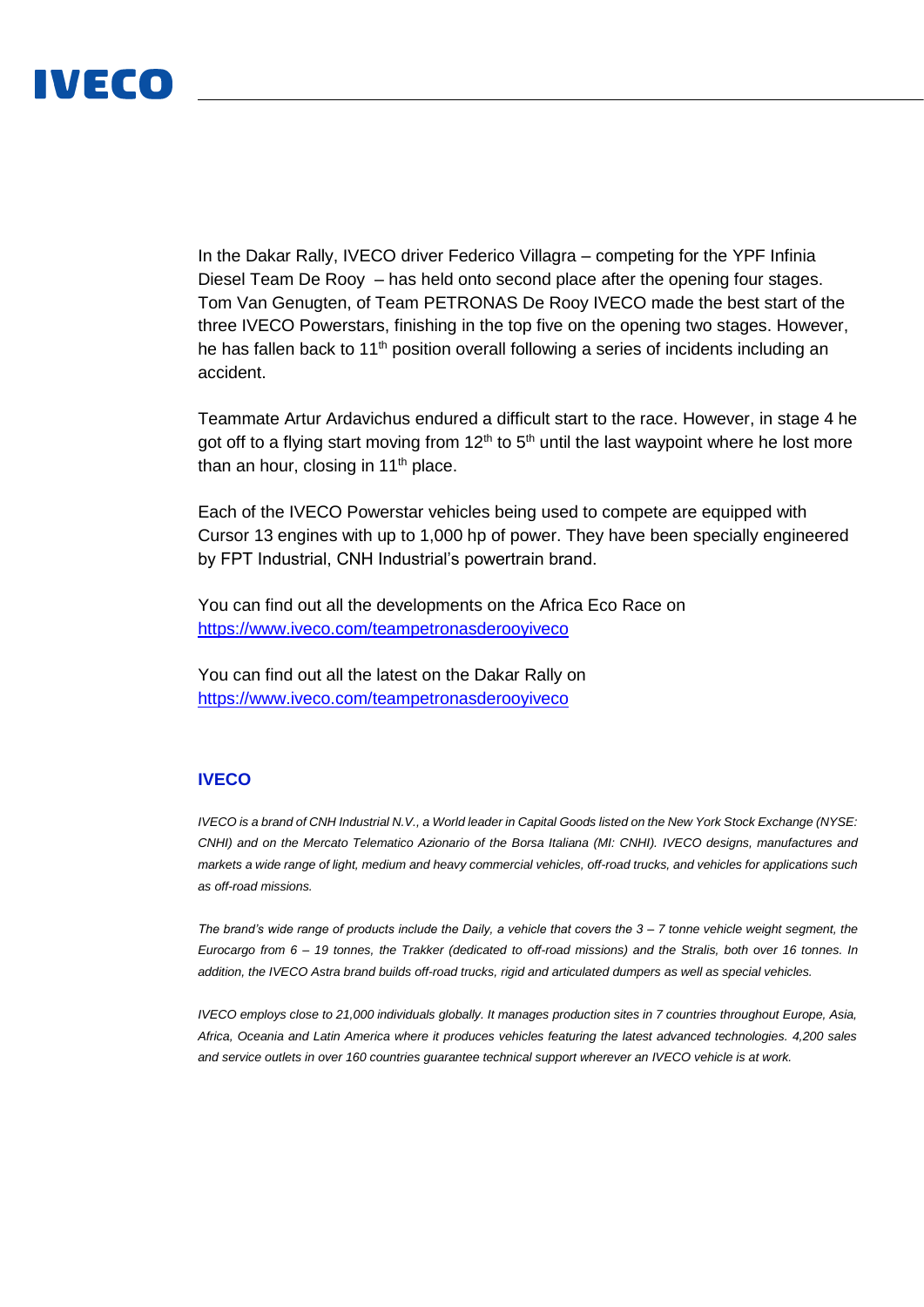In the Dakar Rally, IVECO driver Federico Villagra – competing for the YPF Infinia Diesel Team De Rooy – has held onto second place after the opening four stages. Tom Van Genugten, of Team PETRONAS De Rooy IVECO made the best start of the three IVECO Powerstars, finishing in the top five on the opening two stages. However, he has fallen back to 11th position overall following a series of incidents including an accident.

Teammate Artur Ardavichus endured a difficult start to the race. However, in stage 4 he got off to a flying start moving from 12th to 5th until the last waypoint where he lost more than an hour, closing in 11th place.

Each of the IVECO Powerstar vehicles being used to compete are equipped with Cursor 13 engines with up to 1,000 hp of power. They have been specially engineered by FPT Industrial, CNH Industrial's powertrain brand.

You can find out all the developments on the Africa Eco Race on https://www.iveco.com/teampetronasderooyiveco

You can find out all the latest on the Dakar Rally on https://www.iveco.com/teampetronasderooyiveco

**IVECO**

*IVECO is a brand of CNH Industrial N.V., a World leader in Capital Goods listed on the New York Stock Exchange (NYSE: CNHI) and on the Mercato Telematico Azionario of the Borsa Italiana (MI: CNHI). IVECO designs, manufactures and markets a wide range of light, medium and heavy commercial vehicles, off-road trucks, and vehicles for applications such as off-road missions.*

*The brand's wide range of products include the Daily, a vehicle that covers the 3 – 7 tonne vehicle weight segment, the Eurocargo from 6 – 19 tonnes, the Trakker (dedicated to off-road missions) and the Stralis, both over 16 tonnes. In addition, the IVECO Astra brand builds off-road trucks, rigid and articulated dumpers as well as special vehicles.*

*IVECO employs close to 21,000 individuals globally. It manages production sites in 7 countries throughout Europe, Asia, Africa, Oceania and Latin America where it produces vehicles featuring the latest advanced technologies. 4,200 sales and service outlets in over 160 countries guarantee technical support wherever an IVECO vehicle is at work.*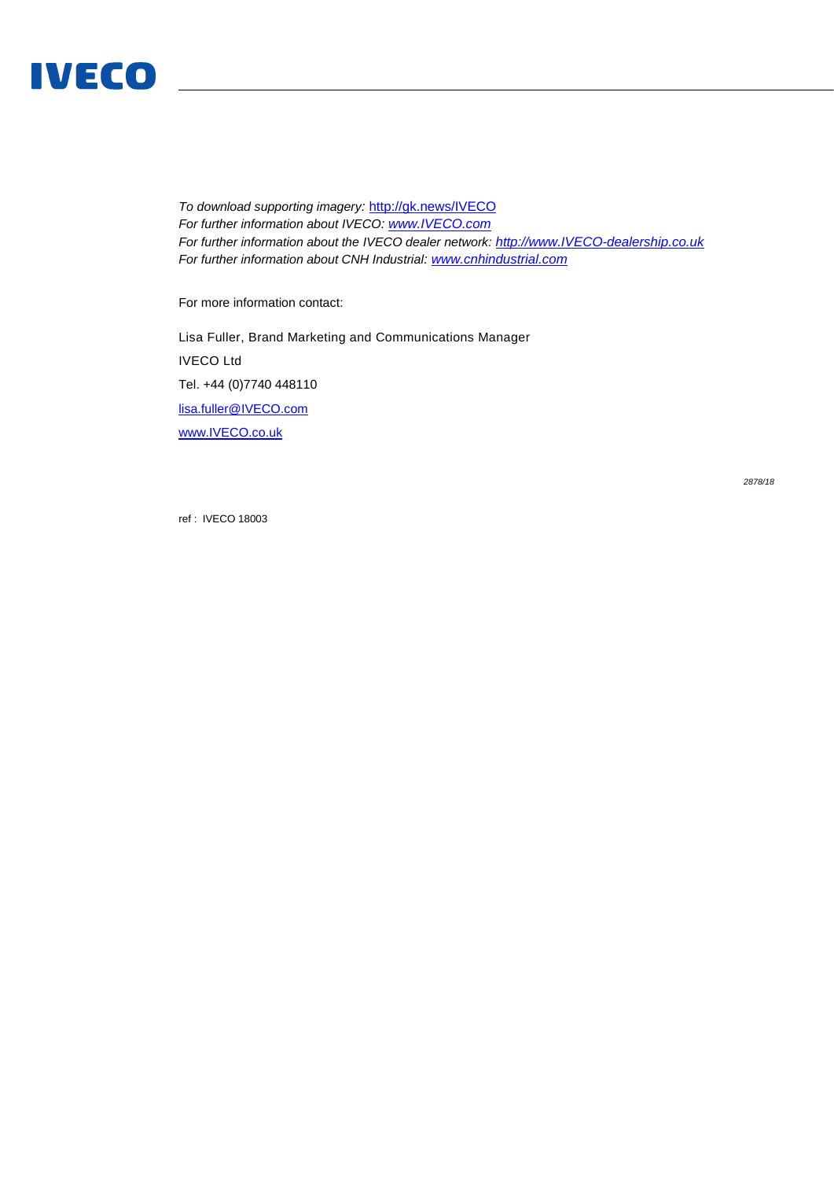*To download supporting imagery:* http://gk.news/IVECO
*For further information about IVECO: www.IVECO.com*
*For further information about the IVECO dealer network: http://www.IVECO-dealership.co.uk*
*For further information about CNH Industrial: www.cnhindustrial.com*

For more information contact:

Lisa Fuller, Brand Marketing and Communications Manager

IVECO Ltd

Tel. +44 (0)7740 448110

lisa.fuller@IVECO.com

www.IVECO.co.uk

*2878/18*

ref : IVECO 18003